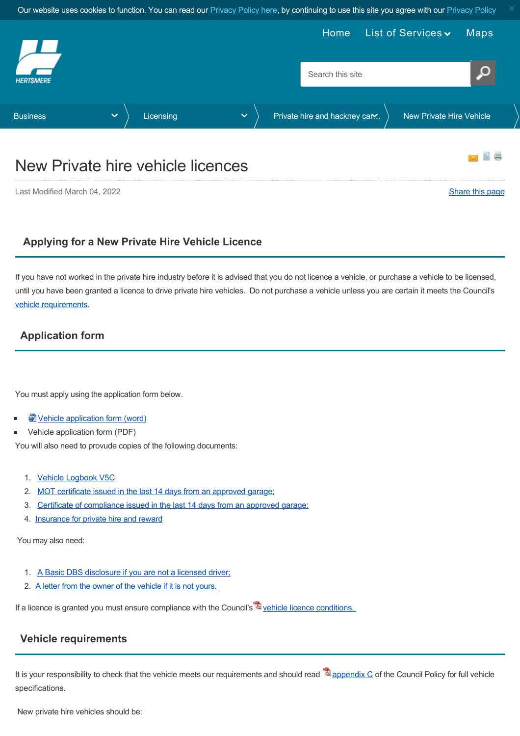# New Private hire vehicle licences

Last Modified March 04, 2022

Share this page

## Applying for a New Private Hire Vehicle Licence

If you have not worked in the private hire industry before it is advised that you do not licence a vehicle, or purchase a vehicle to be licensed, until you have been granted a licence to drive private hire vehicles. Do not purchase a vehicle unless you are certain it meets the Council's vehicle requirements.

## Application form

You must apply using the application form below.

- Vehicle application form (word)
- Vehicle application form (PDF)

You will also need to provude copies of the following documents:

1. Vehicle Logbook V5C
2. MOT certificate issued in the last 14 days from an approved garage;
3. Certificate of compliance issued in the last 14 days from an approved garage;
4. Insurance for private hire and reward

You may also need:

1. A Basic DBS disclosure if you are not a licensed driver;
2. A letter from the owner of the vehicle if it is not yours.

If a licence is granted you must ensure compliance with the Council's vehicle licence conditions.

## Vehicle requirements

It is your responsibility to check that the vehicle meets our requirements and should read appendix C of the Council Policy for full vehicle specifications.

New private hire vehicles should be: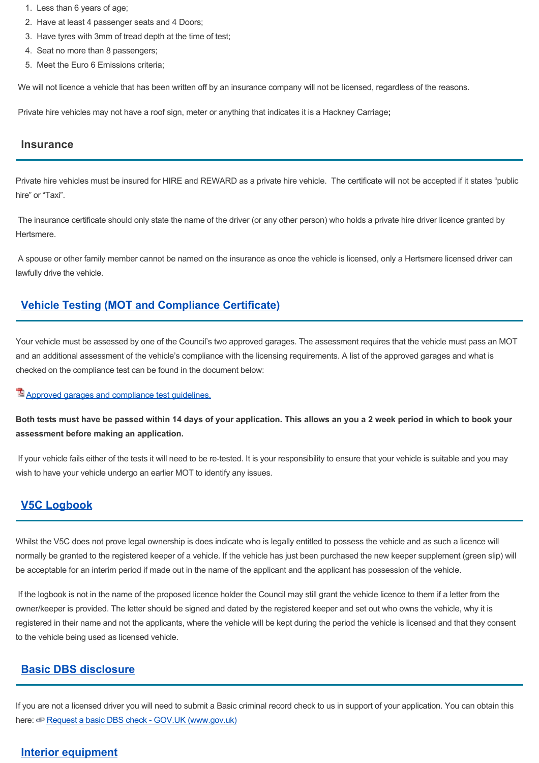1. Less than 6 years of age;
2. Have at least 4 passenger seats and 4 Doors;
3. Have tyres with 3mm of tread depth at the time of test;
4. Seat no more than 8 passengers;
5. Meet the Euro 6 Emissions criteria;

We will not licence a vehicle that has been written off by an insurance company will not be licensed, regardless of the reasons.

Private hire vehicles may not have a roof sign, meter or anything that indicates it is a Hackney Carriage**;**

## Insurance

Private hire vehicles must be insured for HIRE and REWARD as a private hire vehicle. The certificate will not be accepted if it states "public hire" or "Taxi".

The insurance certificate should only state the name of the driver (or any other person) who holds a private hire driver licence granted by Hertsmere.

A spouse or other family member cannot be named on the insurance as once the vehicle is licensed, only a Hertsmere licensed driver can lawfully drive the vehicle.

## Vehicle Testing (MOT and Compliance Certificate)

Your vehicle must be assessed by one of the Council's two approved garages. The assessment requires that the vehicle must pass an MOT and an additional assessment of the vehicle's compliance with the licensing requirements. A list of the approved garages and what is checked on the compliance test can be found in the document below:

Approved garages and compliance test guidelines.

**Both tests must have be passed within 14 days of your application. This allows an you a 2 week period in which to book your assessment before making an application.**

If your vehicle fails either of the tests it will need to be re-tested. It is your responsibility to ensure that your vehicle is suitable and you may wish to have your vehicle undergo an earlier MOT to identify any issues.

## V5C Logbook

Whilst the V5C does not prove legal ownership is does indicate who is legally entitled to possess the vehicle and as such a licence will normally be granted to the registered keeper of a vehicle. If the vehicle has just been purchased the new keeper supplement (green slip) will be acceptable for an interim period if made out in the name of the applicant and the applicant has possession of the vehicle.

If the logbook is not in the name of the proposed licence holder the Council may still grant the vehicle licence to them if a letter from the owner/keeper is provided. The letter should be signed and dated by the registered keeper and set out who owns the vehicle, why it is registered in their name and not the applicants, where the vehicle will be kept during the period the vehicle is licensed and that they consent to the vehicle being used as licensed vehicle.

## Basic DBS disclosure

If you are not a licensed driver you will need to submit a Basic criminal record check to us in support of your application. You can obtain this here: Request a basic DBS check - GOV.UK (www.gov.uk)

## Interior equipment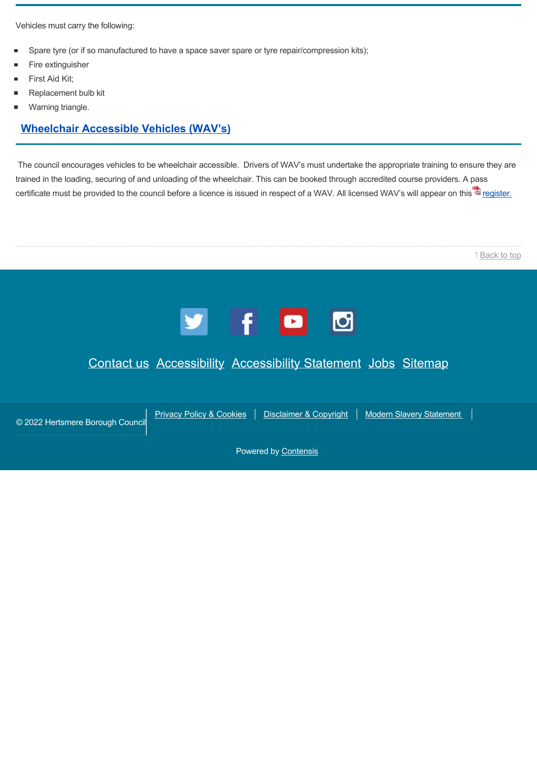Vehicles must carry the following:

- Spare tyre (or if so manufactured to have a space saver spare or tyre repair/compression kits);
- Fire extinguisher
- First Aid Kit;
- Replacement bulb kit
- Warning triangle.

## Wheelchair Accessible Vehicles (WAV's)

The council encourages vehicles to be wheelchair accessible. Drivers of WAV's must undertake the appropriate training to ensure they are trained in the loading, securing of and unloading of the wheelchair. This can be booked through accredited course providers. A pass certificate must be provided to the council before a licence is issued in respect of a WAV. All licensed WAV's will appear on this register.

↑Back to top

Contact us Accessibility Accessibility Statement Jobs Sitemap

© 2022 Hertsmere Borough Council | Privacy Policy & Cookies | Disclaimer & Copyright | Modern Slavery Statement |

Powered by Contensis